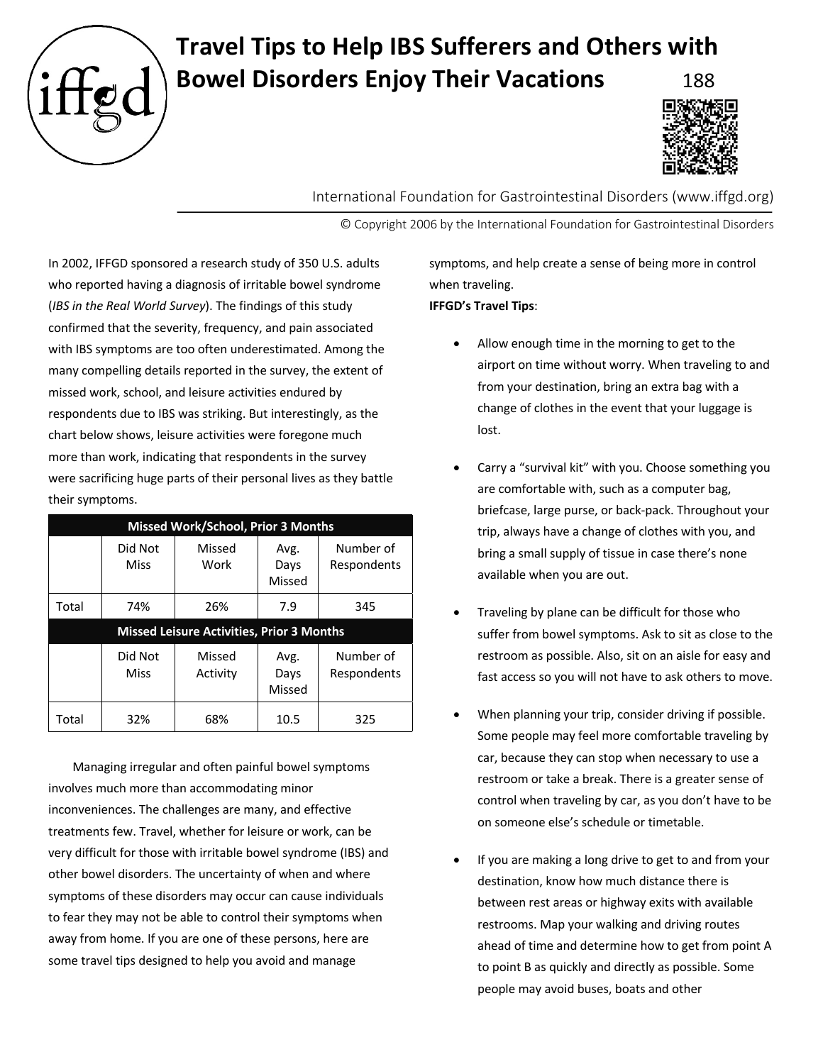# Travel Tips to Help IBS Sufferers and Others with Bowel Disorders Enjoy Their Vacations

188

International Foundation for Gastrointestinal Disorders (www.iffgd.org)

© Copyright 2006 by the International Foundation for Gastrointestinal Disorders

In 2002, IFFGD sponsored a research study of 350 U.S. adults who reported having a diagnosis of irritable bowel syndrome (*IBS in the Real World Survey*). The findings of this study confirmed that the severity, frequency, and pain associated with IBS symptoms are too often underestimated. Among the many compelling details reported in the survey, the extent of missed work, school, and leisure activities endured by respondents due to IBS was striking. But interestingly, as the chart below shows, leisure activities were foregone much more than work, indicating that respondents in the survey were sacrificing huge parts of their personal lives as they battle their symptoms.

| **Missed Work/School, Prior 3 Months** | | | | |
|---|---|---|---|---|
| | Did Not Miss | Missed Work | Avg. Days Missed | Number of Respondents |
| Total | 74% | 26% | 7.9 | 345 |
| **Missed Leisure Activities, Prior 3 Months** | | | | |
| | Did Not Miss | Missed Activity | Avg. Days Missed | Number of Respondents |
| Total | 32% | 68% | 10.5 | 325 |

Managing irregular and often painful bowel symptoms involves much more than accommodating minor inconveniences. The challenges are many, and effective treatments few. Travel, whether for leisure or work, can be very difficult for those with irritable bowel syndrome (IBS) and other bowel disorders. The uncertainty of when and where symptoms of these disorders may occur can cause individuals to fear they may not be able to control their symptoms when away from home. If you are one of these persons, here are some travel tips designed to help you avoid and manage symptoms, and help create a sense of being more in control when traveling.

**IFFGD's Travel Tips**:

- Allow enough time in the morning to get to the airport on time without worry. When traveling to and from your destination, bring an extra bag with a change of clothes in the event that your luggage is lost.
- Carry a "survival kit" with you. Choose something you are comfortable with, such as a computer bag, briefcase, large purse, or back-pack. Throughout your trip, always have a change of clothes with you, and bring a small supply of tissue in case there's none available when you are out.
- Traveling by plane can be difficult for those who suffer from bowel symptoms. Ask to sit as close to the restroom as possible. Also, sit on an aisle for easy and fast access so you will not have to ask others to move.
- When planning your trip, consider driving if possible. Some people may feel more comfortable traveling by car, because they can stop when necessary to use a restroom or take a break. There is a greater sense of control when traveling by car, as you don't have to be on someone else's schedule or timetable.
- If you are making a long drive to get to and from your destination, know how much distance there is between rest areas or highway exits with available restrooms. Map your walking and driving routes ahead of time and determine how to get from point A to point B as quickly and directly as possible. Some people may avoid buses, boats and other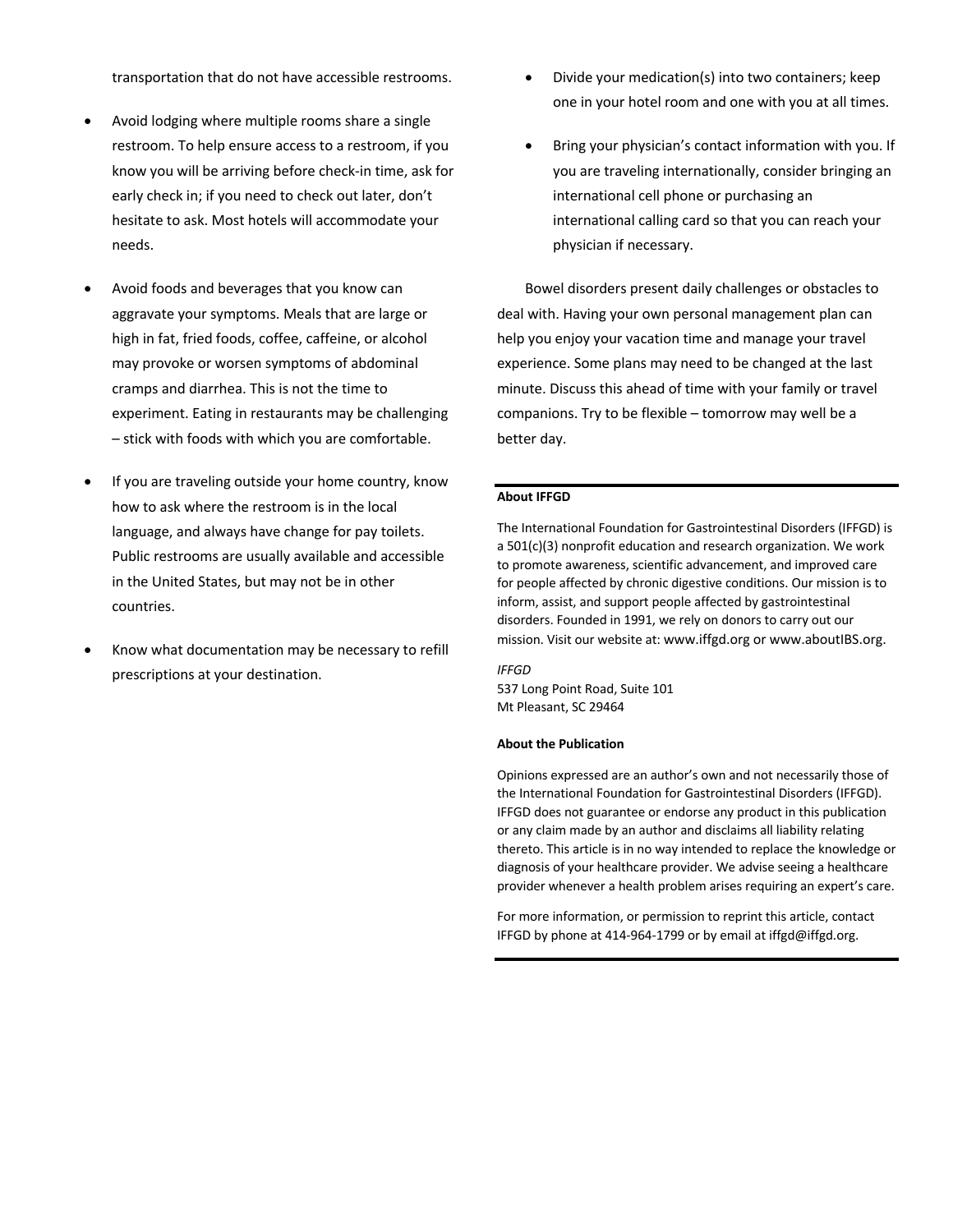transportation that do not have accessible restrooms.

- Avoid lodging where multiple rooms share a single restroom. To help ensure access to a restroom, if you know you will be arriving before check-in time, ask for early check in; if you need to check out later, don't hesitate to ask. Most hotels will accommodate your needs.

- Avoid foods and beverages that you know can aggravate your symptoms. Meals that are large or high in fat, fried foods, coffee, caffeine, or alcohol may provoke or worsen symptoms of abdominal cramps and diarrhea. This is not the time to experiment. Eating in restaurants may be challenging – stick with foods with which you are comfortable.

- If you are traveling outside your home country, know how to ask where the restroom is in the local language, and always have change for pay toilets. Public restrooms are usually available and accessible in the United States, but may not be in other countries.

- Know what documentation may be necessary to refill prescriptions at your destination.

- Divide your medication(s) into two containers; keep one in your hotel room and one with you at all times.

- Bring your physician's contact information with you. If you are traveling internationally, consider bringing an international cell phone or purchasing an international calling card so that you can reach your physician if necessary.

Bowel disorders present daily challenges or obstacles to deal with. Having your own personal management plan can help you enjoy your vacation time and manage your travel experience. Some plans may need to be changed at the last minute. Discuss this ahead of time with your family or travel companions. Try to be flexible – tomorrow may well be a better day.

---

**About IFFGD**

The International Foundation for Gastrointestinal Disorders (IFFGD) is a 501(c)(3) nonprofit education and research organization. We work to promote awareness, scientific advancement, and improved care for people affected by chronic digestive conditions. Our mission is to inform, assist, and support people affected by gastrointestinal disorders. Founded in 1991, we rely on donors to carry out our mission. Visit our website at: www.iffgd.org or www.aboutIBS.org.

*IFFGD*
537 Long Point Road, Suite 101
Mt Pleasant, SC 29464

**About the Publication**

Opinions expressed are an author's own and not necessarily those of the International Foundation for Gastrointestinal Disorders (IFFGD). IFFGD does not guarantee or endorse any product in this publication or any claim made by an author and disclaims all liability relating thereto. This article is in no way intended to replace the knowledge or diagnosis of your healthcare provider. We advise seeing a healthcare provider whenever a health problem arises requiring an expert's care.

For more information, or permission to reprint this article, contact IFFGD by phone at 414-964-1799 or by email at iffgd@iffgd.org.

---